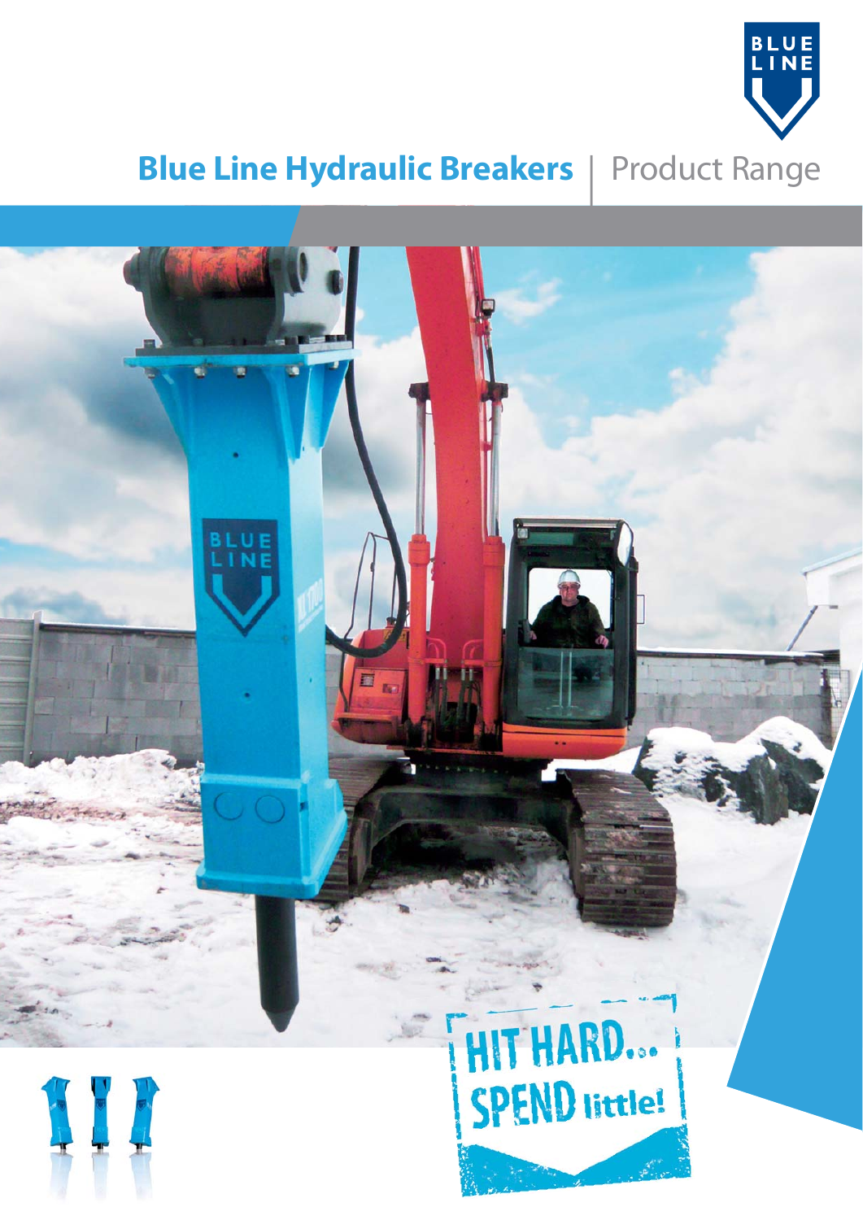# Blue Line Hydraulic Breakers | Product Range

HIT HARD... SPEND little!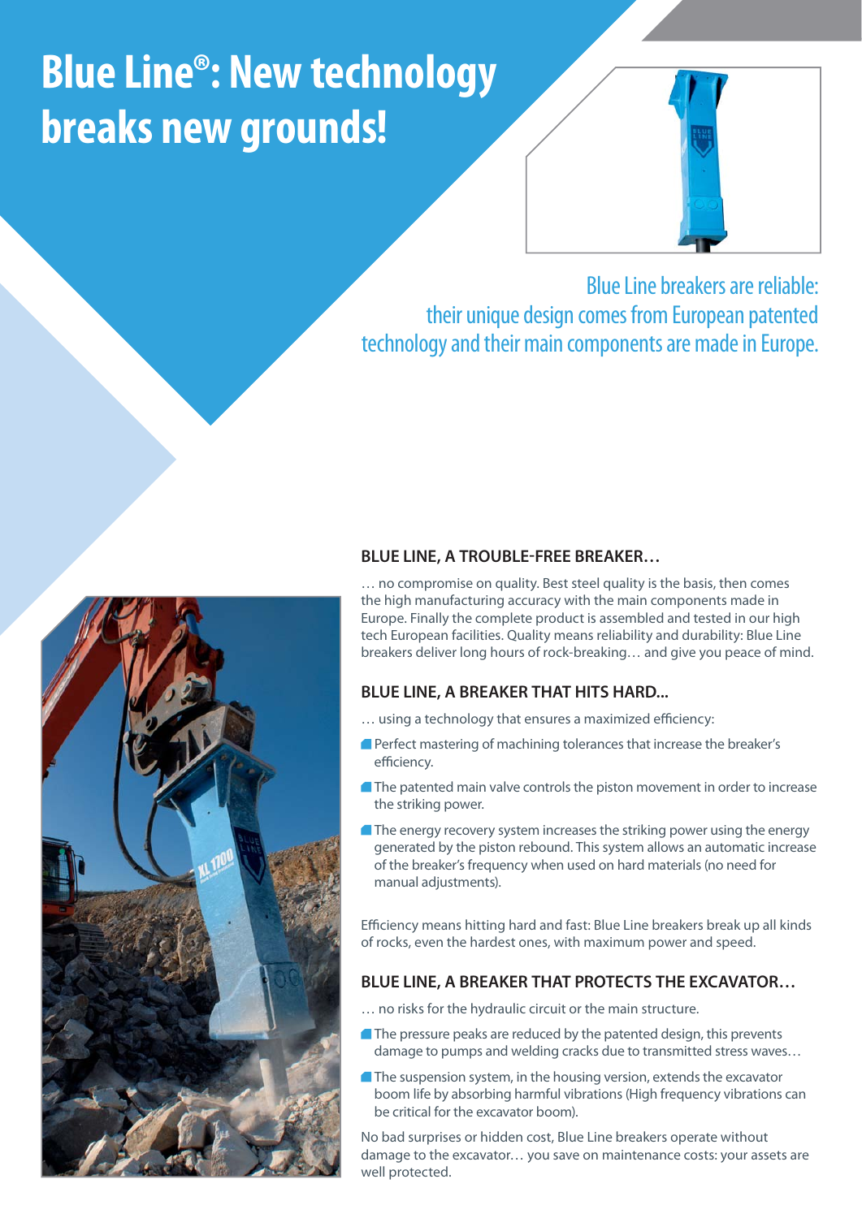# Blue Line®: New technology breaks new grounds!

Blue Line breakers are reliable: their unique design comes from European patented technology and their main components are made in Europe.

## BLUE LINE, A TROUBLE-FREE BREAKER…

… no compromise on quality. Best steel quality is the basis, then comes the high manufacturing accuracy with the main components made in Europe. Finally the complete product is assembled and tested in our high tech European facilities. Quality means reliability and durability: Blue Line breakers deliver long hours of rock-breaking… and give you peace of mind.

## BLUE LINE, A BREAKER THAT HITS HARD...

… using a technology that ensures a maximized efficiency:

- Perfect mastering of machining tolerances that increase the breaker's efficiency.
- The patented main valve controls the piston movement in order to increase the striking power.
- The energy recovery system increases the striking power using the energy generated by the piston rebound. This system allows an automatic increase of the breaker's frequency when used on hard materials (no need for manual adjustments).

Efficiency means hitting hard and fast: Blue Line breakers break up all kinds of rocks, even the hardest ones, with maximum power and speed.

## BLUE LINE, A BREAKER THAT PROTECTS THE EXCAVATOR…

… no risks for the hydraulic circuit or the main structure.

- The pressure peaks are reduced by the patented design, this prevents damage to pumps and welding cracks due to transmitted stress waves…
- The suspension system, in the housing version, extends the excavator boom life by absorbing harmful vibrations (High frequency vibrations can be critical for the excavator boom).

No bad surprises or hidden cost, Blue Line breakers operate without damage to the excavator… you save on maintenance costs: your assets are well protected.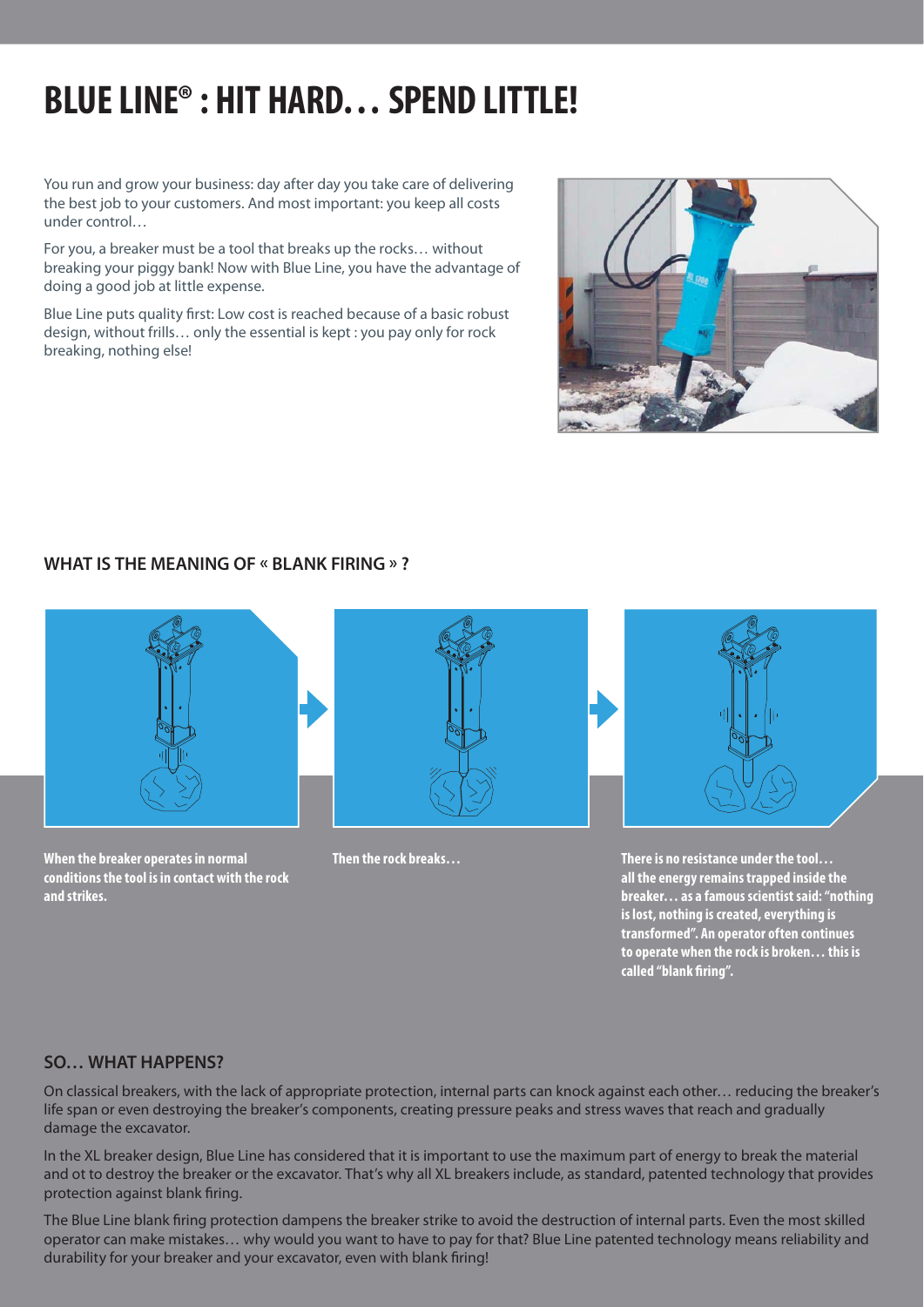# BLUE LINE® : HIT HARD… SPEND LITTLE!

You run and grow your business: day after day you take care of delivering the best job to your customers. And most important: you keep all costs under control…

For you, a breaker must be a tool that breaks up the rocks… without breaking your piggy bank! Now with Blue Line, you have the advantage of doing a good job at little expense.

Blue Line puts quality first: Low cost is reached because of a basic robust design, without frills… only the essential is kept : you pay only for rock breaking, nothing else!

## WHAT IS THE MEANING OF « BLANK FIRING » ?

**When the breaker operates in normal conditions the tool is in contact with the rock and strikes.**

**Then the rock breaks…**

**There is no resistance under the tool… all the energy remains trapped inside the breaker… as a famous scientist said: "nothing is lost, nothing is created, everything is transformed". An operator often continues to operate when the rock is broken… this is called "blank firing".**

## SO… WHAT HAPPENS?

On classical breakers, with the lack of appropriate protection, internal parts can knock against each other… reducing the breaker's life span or even destroying the breaker's components, creating pressure peaks and stress waves that reach and gradually damage the excavator.

In the XL breaker design, Blue Line has considered that it is important to use the maximum part of energy to break the material and ot to destroy the breaker or the excavator. That's why all XL breakers include, as standard, patented technology that provides protection against blank firing.

The Blue Line blank firing protection dampens the breaker strike to avoid the destruction of internal parts. Even the most skilled operator can make mistakes… why would you want to have to pay for that? Blue Line patented technology means reliability and durability for your breaker and your excavator, even with blank firing!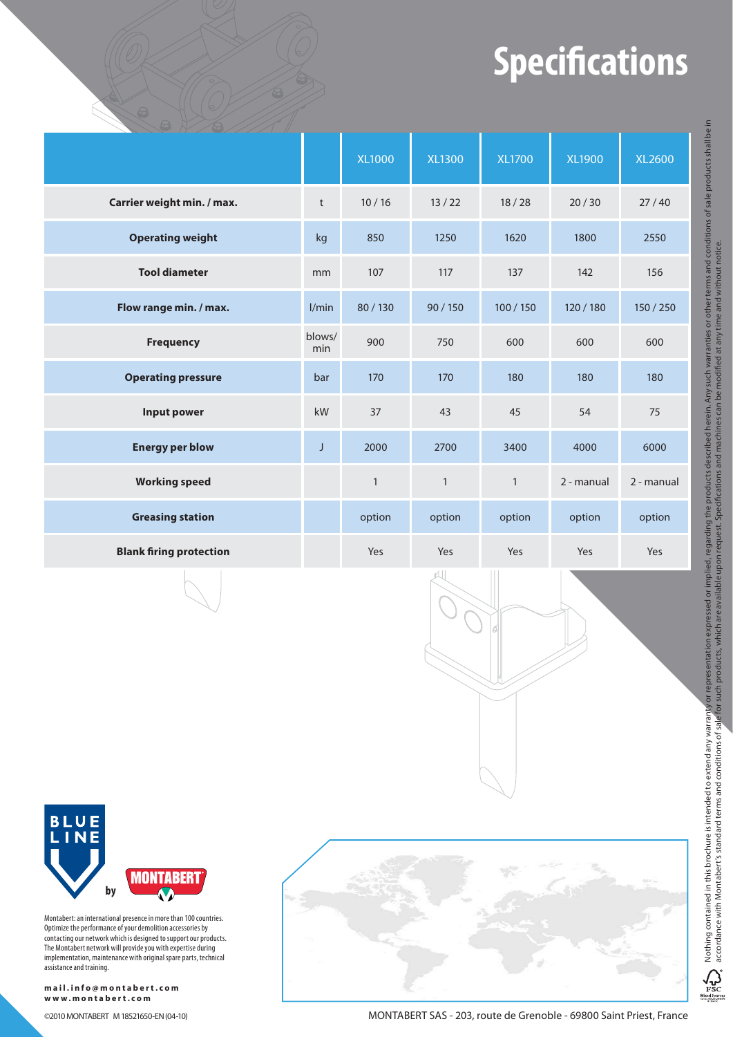# Specifications

| | | XL1000 | XL1300 | XL1700 | XL1900 | XL2600 |
|---|---|---|---|---|---|---|
| **Carrier weight min. / max.** | t | 10 / 16 | 13 / 22 | 18 / 28 | 20 / 30 | 27 / 40 |
| **Operating weight** | kg | 850 | 1250 | 1620 | 1800 | 2550 |
| **Tool diameter** | mm | 107 | 117 | 137 | 142 | 156 |
| **Flow range min. / max.** | l/min | 80 / 130 | 90 / 150 | 100 / 150 | 120 / 180 | 150 / 250 |
| **Frequency** | blows/ min | 900 | 750 | 600 | 600 | 600 |
| **Operating pressure** | bar | 170 | 170 | 180 | 180 | 180 |
| **Input power** | kW | 37 | 43 | 45 | 54 | 75 |
| **Energy per blow** | J | 2000 | 2700 | 3400 | 4000 | 6000 |
| **Working speed** | | 1 | 1 | 1 | 2 - manual | 2 - manual |
| **Greasing station** | | option | option | option | option | option |
| **Blank firing protection** | | Yes | Yes | Yes | Yes | Yes |

BLUE LINE by MONTABERT

Montabert: an international presence in more than 100 countries. Optimize the performance of your demolition accessories by contacting our network which is designed to support our products. The Montabert network will provide you with expertise during implementation, maintenance with original spare parts, technical assistance and training.

**mail.info@montabert.com**
**www.montabert.com**

©2010 MONTABERT M 18521650-EN (04-10)

MONTABERT SAS - 203, route de Grenoble - 69800 Saint Priest, France

Nothing contained in this brochure is intended to extend any warranty or representation expressed or implied, regarding the products described herein. Any such warranties or other terms and conditions of sale products shall be in accordance with Montabert's standard terms and conditions of sale for such products, which are available upon request. Specifications and machines can be modified at any time and without notice.